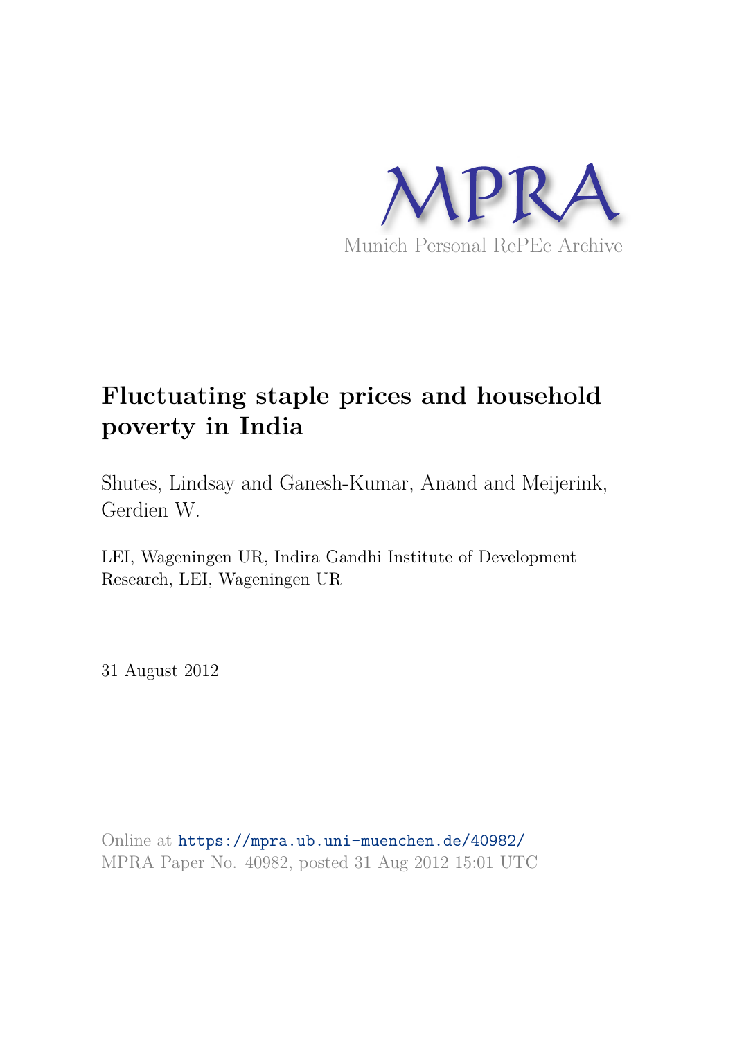MPRA

Munich Personal RePEc Archive

# Fluctuating staple prices and household poverty in India

Shutes, Lindsay and Ganesh-Kumar, Anand and Meijerink, Gerdien W.

LEI, Wageningen UR, Indira Gandhi Institute of Development Research, LEI, Wageningen UR

31 August 2012

Online at https://mpra.ub.uni-muenchen.de/40982/
MPRA Paper No. 40982, posted 31 Aug 2012 15:01 UTC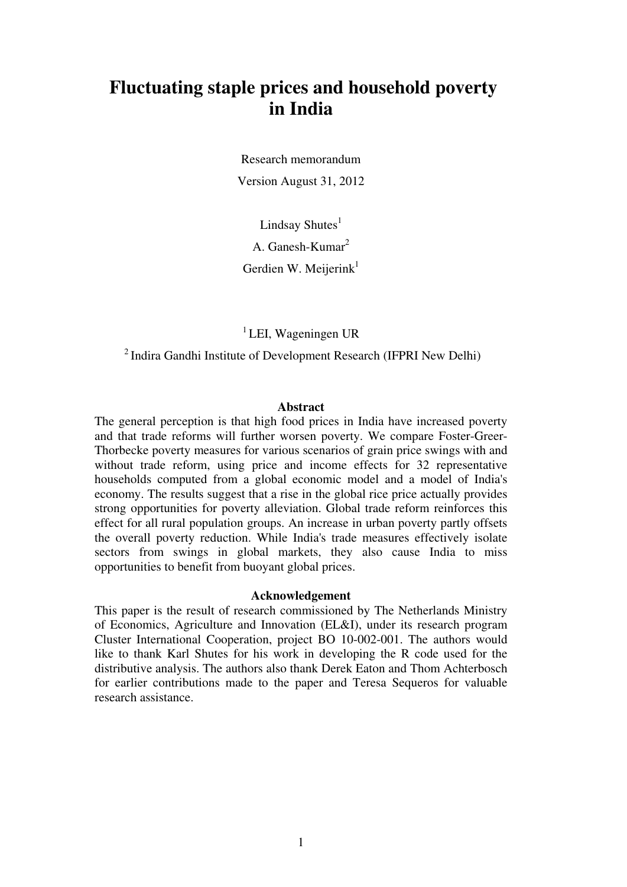# Fluctuating staple prices and household poverty in India

Research memorandum

Version August 31, 2012

Lindsay Shutes[1]

A. Ganesh-Kumar[2]

Gerdien W. Meijerink[1]

[1] LEI, Wageningen UR

[2] Indira Gandhi Institute of Development Research (IFPRI New Delhi)

**Abstract**

The general perception is that high food prices in India have increased poverty and that trade reforms will further worsen poverty. We compare Foster-Greer-Thorbecke poverty measures for various scenarios of grain price swings with and without trade reform, using price and income effects for 32 representative households computed from a global economic model and a model of India's economy. The results suggest that a rise in the global rice price actually provides strong opportunities for poverty alleviation. Global trade reform reinforces this effect for all rural population groups. An increase in urban poverty partly offsets the overall poverty reduction. While India's trade measures effectively isolate sectors from swings in global markets, they also cause India to miss opportunities to benefit from buoyant global prices.

**Acknowledgement**

This paper is the result of research commissioned by The Netherlands Ministry of Economics, Agriculture and Innovation (EL&I), under its research program Cluster International Cooperation, project BO 10-002-001. The authors would like to thank Karl Shutes for his work in developing the R code used for the distributive analysis. The authors also thank Derek Eaton and Thom Achterbosch for earlier contributions made to the paper and Teresa Sequeros for valuable research assistance.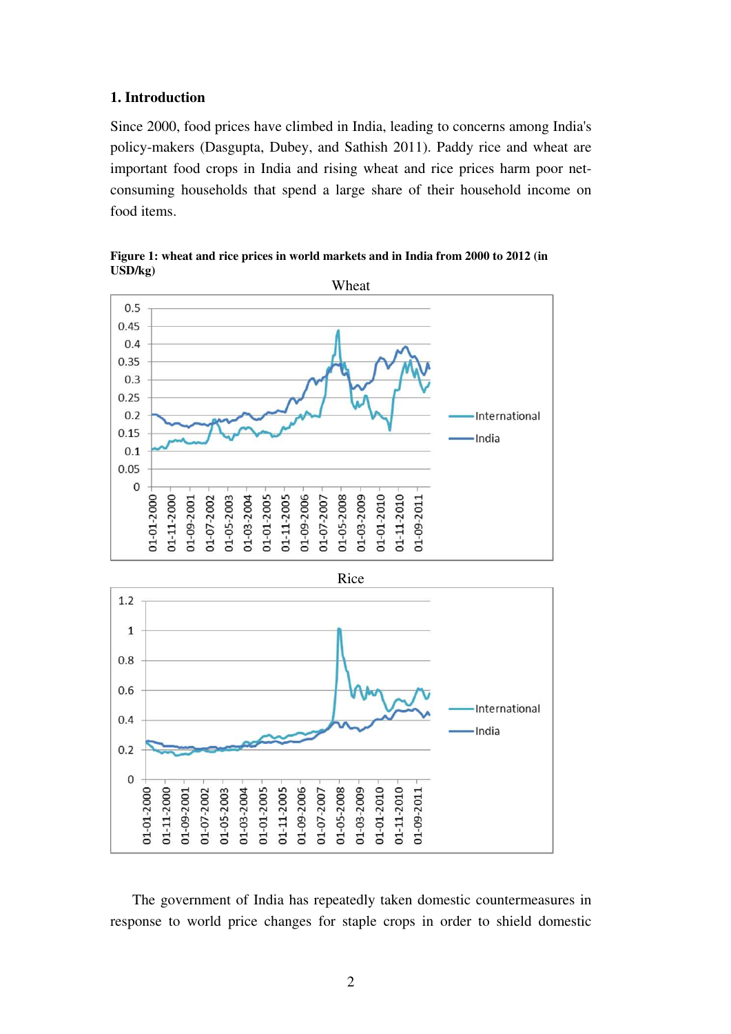## 1. Introduction

Since 2000, food prices have climbed in India, leading to concerns among India's policy-makers (Dasgupta, Dubey, and Sathish 2011). Paddy rice and wheat are important food crops in India and rising wheat and rice prices harm poor net-consuming households that spend a large share of their household income on food items.

**Figure 1: wheat and rice prices in world markets and in India from 2000 to 2012 (in USD/kg)**

The government of India has repeatedly taken domestic countermeasures in response to world price changes for staple crops in order to shield domestic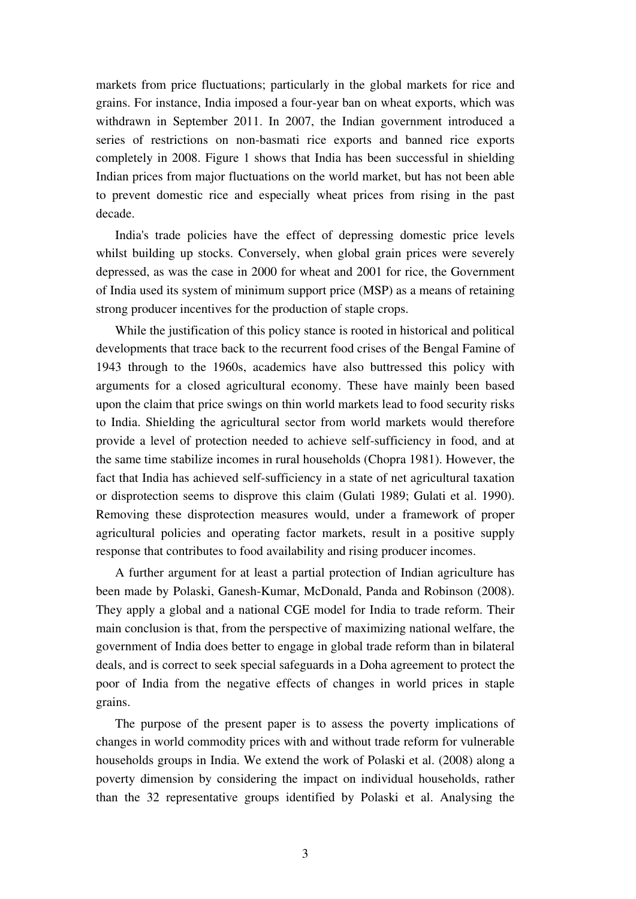markets from price fluctuations; particularly in the global markets for rice and grains. For instance, India imposed a four-year ban on wheat exports, which was withdrawn in September 2011. In 2007, the Indian government introduced a series of restrictions on non-basmati rice exports and banned rice exports completely in 2008. Figure 1 shows that India has been successful in shielding Indian prices from major fluctuations on the world market, but has not been able to prevent domestic rice and especially wheat prices from rising in the past decade.

India's trade policies have the effect of depressing domestic price levels whilst building up stocks. Conversely, when global grain prices were severely depressed, as was the case in 2000 for wheat and 2001 for rice, the Government of India used its system of minimum support price (MSP) as a means of retaining strong producer incentives for the production of staple crops.

While the justification of this policy stance is rooted in historical and political developments that trace back to the recurrent food crises of the Bengal Famine of 1943 through to the 1960s, academics have also buttressed this policy with arguments for a closed agricultural economy. These have mainly been based upon the claim that price swings on thin world markets lead to food security risks to India. Shielding the agricultural sector from world markets would therefore provide a level of protection needed to achieve self-sufficiency in food, and at the same time stabilize incomes in rural households (Chopra 1981). However, the fact that India has achieved self-sufficiency in a state of net agricultural taxation or disprotection seems to disprove this claim (Gulati 1989; Gulati et al. 1990). Removing these disprotection measures would, under a framework of proper agricultural policies and operating factor markets, result in a positive supply response that contributes to food availability and rising producer incomes.

A further argument for at least a partial protection of Indian agriculture has been made by Polaski, Ganesh-Kumar, McDonald, Panda and Robinson (2008). They apply a global and a national CGE model for India to trade reform. Their main conclusion is that, from the perspective of maximizing national welfare, the government of India does better to engage in global trade reform than in bilateral deals, and is correct to seek special safeguards in a Doha agreement to protect the poor of India from the negative effects of changes in world prices in staple grains.

The purpose of the present paper is to assess the poverty implications of changes in world commodity prices with and without trade reform for vulnerable households groups in India. We extend the work of Polaski et al. (2008) along a poverty dimension by considering the impact on individual households, rather than the 32 representative groups identified by Polaski et al. Analysing the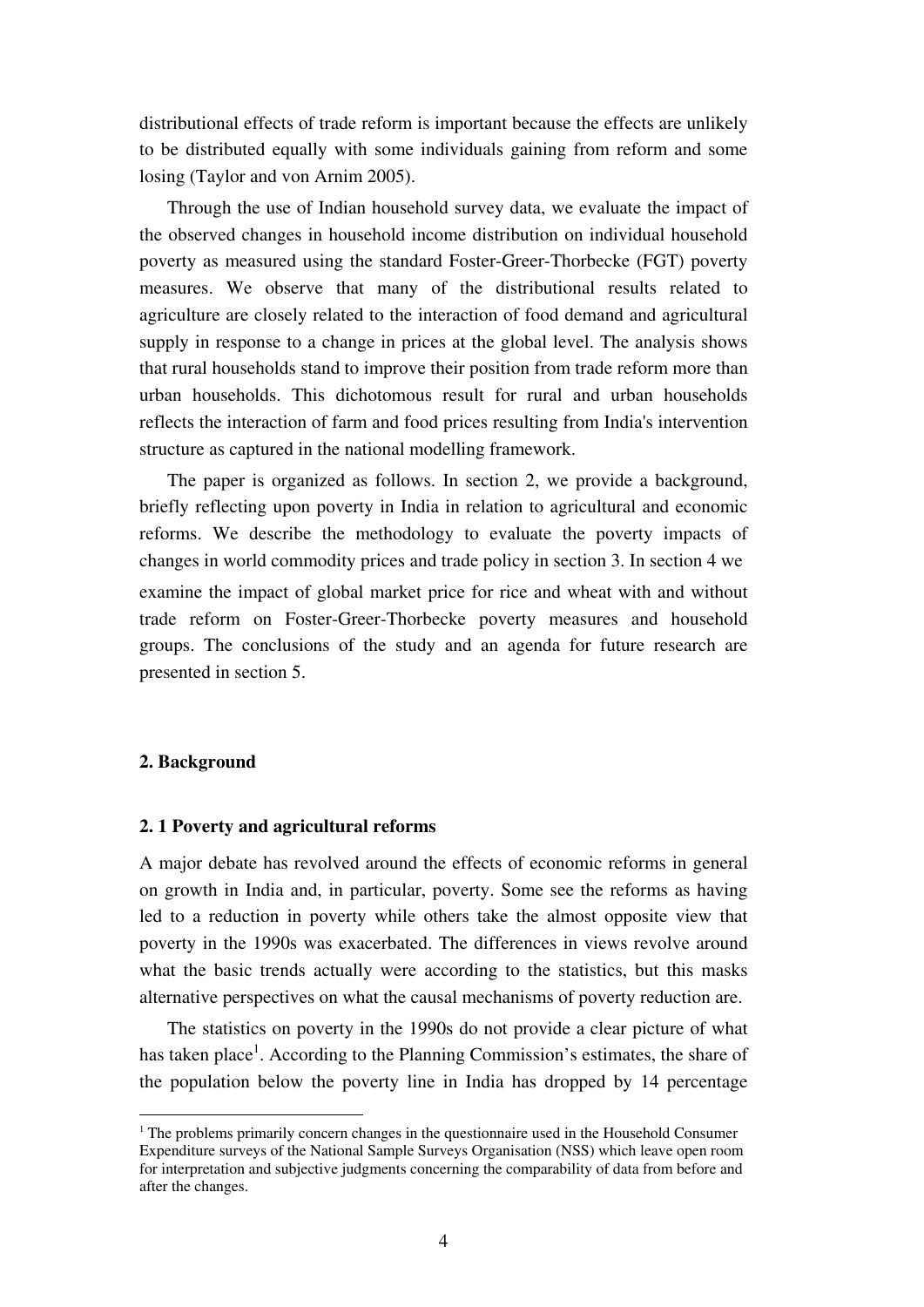distributional effects of trade reform is important because the effects are unlikely to be distributed equally with some individuals gaining from reform and some losing (Taylor and von Arnim 2005).

Through the use of Indian household survey data, we evaluate the impact of the observed changes in household income distribution on individual household poverty as measured using the standard Foster-Greer-Thorbecke (FGT) poverty measures. We observe that many of the distributional results related to agriculture are closely related to the interaction of food demand and agricultural supply in response to a change in prices at the global level. The analysis shows that rural households stand to improve their position from trade reform more than urban households. This dichotomous result for rural and urban households reflects the interaction of farm and food prices resulting from India's intervention structure as captured in the national modelling framework.

The paper is organized as follows. In section 2, we provide a background, briefly reflecting upon poverty in India in relation to agricultural and economic reforms. We describe the methodology to evaluate the poverty impacts of changes in world commodity prices and trade policy in section 3. In section 4 we examine the impact of global market price for rice and wheat with and without trade reform on Foster-Greer-Thorbecke poverty measures and household groups. The conclusions of the study and an agenda for future research are presented in section 5.

## 2. Background

### 2. 1 Poverty and agricultural reforms

A major debate has revolved around the effects of economic reforms in general on growth in India and, in particular, poverty. Some see the reforms as having led to a reduction in poverty while others take the almost opposite view that poverty in the 1990s was exacerbated. The differences in views revolve around what the basic trends actually were according to the statistics, but this masks alternative perspectives on what the causal mechanisms of poverty reduction are.

The statistics on poverty in the 1990s do not provide a clear picture of what has taken place[1]. According to the Planning Commission's estimates, the share of the population below the poverty line in India has dropped by 14 percentage

[1] The problems primarily concern changes in the questionnaire used in the Household Consumer Expenditure surveys of the National Sample Surveys Organisation (NSS) which leave open room for interpretation and subjective judgments concerning the comparability of data from before and after the changes.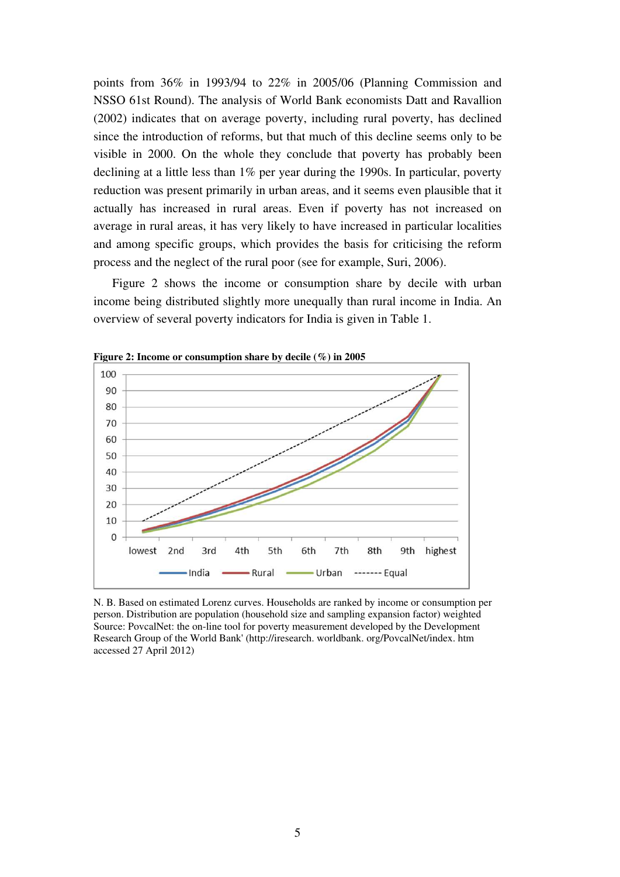points from 36% in 1993/94 to 22% in 2005/06 (Planning Commission and NSSO 61st Round). The analysis of World Bank economists Datt and Ravallion (2002) indicates that on average poverty, including rural poverty, has declined since the introduction of reforms, but that much of this decline seems only to be visible in 2000. On the whole they conclude that poverty has probably been declining at a little less than 1% per year during the 1990s. In particular, poverty reduction was present primarily in urban areas, and it seems even plausible that it actually has increased in rural areas. Even if poverty has not increased on average in rural areas, it has very likely to have increased in particular localities and among specific groups, which provides the basis for criticising the reform process and the neglect of the rural poor (see for example, Suri, 2006).

Figure 2 shows the income or consumption share by decile with urban income being distributed slightly more unequally than rural income in India. An overview of several poverty indicators for India is given in Table 1.

**Figure 2: Income or consumption share by decile (%) in 2005**

N. B. Based on estimated Lorenz curves. Households are ranked by income or consumption per person. Distribution are population (household size and sampling expansion factor) weighted
Source: PovcalNet: the on-line tool for poverty measurement developed by the Development Research Group of the World Bank' (http://iresearch. worldbank. org/PovcalNet/index. htm accessed 27 April 2012)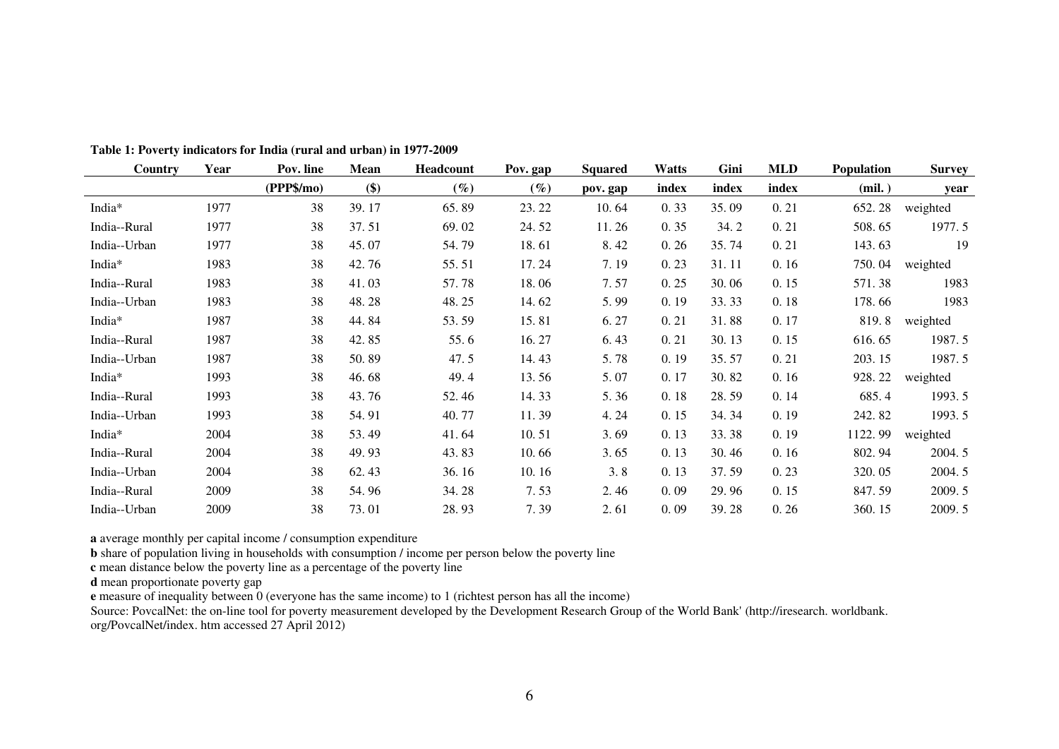**Table 1: Poverty indicators for India (rural and urban) in 1977-2009**

| Country | Year | Pov. line (PPP$/mo) | Mean ($) | Headcount (%) | Pov. gap (%) | Squared pov. gap | Watts index | Gini index | MLD index | Population (mil. ) | Survey year |
|---|---|---|---|---|---|---|---|---|---|---|---|
| India* | 1977 | 38 | 39. 17 | 65. 89 | 23. 22 | 10. 64 | 0. 33 | 35. 09 | 0. 21 | 652. 28 | weighted |
| India--Rural | 1977 | 38 | 37. 51 | 69. 02 | 24. 52 | 11. 26 | 0. 35 | 34. 2 | 0. 21 | 508. 65 | 1977. 5 |
| India--Urban | 1977 | 38 | 45. 07 | 54. 79 | 18. 61 | 8. 42 | 0. 26 | 35. 74 | 0. 21 | 143. 63 | 19 |
| India* | 1983 | 38 | 42. 76 | 55. 51 | 17. 24 | 7. 19 | 0. 23 | 31. 11 | 0. 16 | 750. 04 | weighted |
| India--Rural | 1983 | 38 | 41. 03 | 57. 78 | 18. 06 | 7. 57 | 0. 25 | 30. 06 | 0. 15 | 571. 38 | 1983 |
| India--Urban | 1983 | 38 | 48. 28 | 48. 25 | 14. 62 | 5. 99 | 0. 19 | 33. 33 | 0. 18 | 178. 66 | 1983 |
| India* | 1987 | 38 | 44. 84 | 53. 59 | 15. 81 | 6. 27 | 0. 21 | 31. 88 | 0. 17 | 819. 8 | weighted |
| India--Rural | 1987 | 38 | 42. 85 | 55. 6 | 16. 27 | 6. 43 | 0. 21 | 30. 13 | 0. 15 | 616. 65 | 1987. 5 |
| India--Urban | 1987 | 38 | 50. 89 | 47. 5 | 14. 43 | 5. 78 | 0. 19 | 35. 57 | 0. 21 | 203. 15 | 1987. 5 |
| India* | 1993 | 38 | 46. 68 | 49. 4 | 13. 56 | 5. 07 | 0. 17 | 30. 82 | 0. 16 | 928. 22 | weighted |
| India--Rural | 1993 | 38 | 43. 76 | 52. 46 | 14. 33 | 5. 36 | 0. 18 | 28. 59 | 0. 14 | 685. 4 | 1993. 5 |
| India--Urban | 1993 | 38 | 54. 91 | 40. 77 | 11. 39 | 4. 24 | 0. 15 | 34. 34 | 0. 19 | 242. 82 | 1993. 5 |
| India* | 2004 | 38 | 53. 49 | 41. 64 | 10. 51 | 3. 69 | 0. 13 | 33. 38 | 0. 19 | 1122. 99 | weighted |
| India--Rural | 2004 | 38 | 49. 93 | 43. 83 | 10. 66 | 3. 65 | 0. 13 | 30. 46 | 0. 16 | 802. 94 | 2004. 5 |
| India--Urban | 2004 | 38 | 62. 43 | 36. 16 | 10. 16 | 3. 8 | 0. 13 | 37. 59 | 0. 23 | 320. 05 | 2004. 5 |
| India--Rural | 2009 | 38 | 54. 96 | 34. 28 | 7. 53 | 2. 46 | 0. 09 | 29. 96 | 0. 15 | 847. 59 | 2009. 5 |
| India--Urban | 2009 | 38 | 73. 01 | 28. 93 | 7. 39 | 2. 61 | 0. 09 | 39. 28 | 0. 26 | 360. 15 | 2009. 5 |

**a** average monthly per capital income / consumption expenditure

**b** share of population living in households with consumption / income per person below the poverty line

**c** mean distance below the poverty line as a percentage of the poverty line

**d** mean proportionate poverty gap

**e** measure of inequality between 0 (everyone has the same income) to 1 (richtest person has all the income)

Source: PovcalNet: the on-line tool for poverty measurement developed by the Development Research Group of the World Bank' (http://iresearch. worldbank. org/PovcalNet/index. htm accessed 27 April 2012)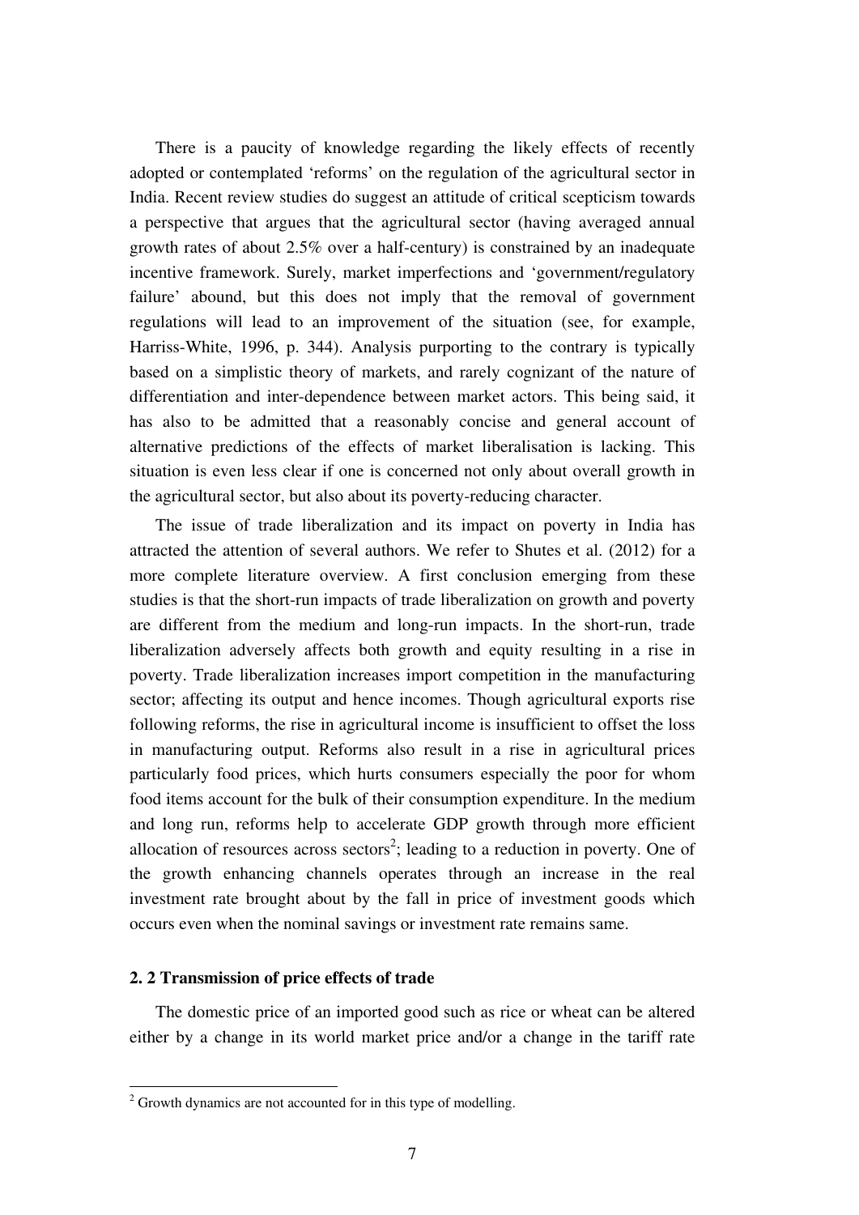There is a paucity of knowledge regarding the likely effects of recently adopted or contemplated 'reforms' on the regulation of the agricultural sector in India. Recent review studies do suggest an attitude of critical scepticism towards a perspective that argues that the agricultural sector (having averaged annual growth rates of about 2.5% over a half-century) is constrained by an inadequate incentive framework. Surely, market imperfections and 'government/regulatory failure' abound, but this does not imply that the removal of government regulations will lead to an improvement of the situation (see, for example, Harriss-White, 1996, p. 344). Analysis purporting to the contrary is typically based on a simplistic theory of markets, and rarely cognizant of the nature of differentiation and inter-dependence between market actors. This being said, it has also to be admitted that a reasonably concise and general account of alternative predictions of the effects of market liberalisation is lacking. This situation is even less clear if one is concerned not only about overall growth in the agricultural sector, but also about its poverty-reducing character.

The issue of trade liberalization and its impact on poverty in India has attracted the attention of several authors. We refer to Shutes et al. (2012) for a more complete literature overview. A first conclusion emerging from these studies is that the short-run impacts of trade liberalization on growth and poverty are different from the medium and long-run impacts. In the short-run, trade liberalization adversely affects both growth and equity resulting in a rise in poverty. Trade liberalization increases import competition in the manufacturing sector; affecting its output and hence incomes. Though agricultural exports rise following reforms, the rise in agricultural income is insufficient to offset the loss in manufacturing output. Reforms also result in a rise in agricultural prices particularly food prices, which hurts consumers especially the poor for whom food items account for the bulk of their consumption expenditure. In the medium and long run, reforms help to accelerate GDP growth through more efficient allocation of resources across sectors[2]; leading to a reduction in poverty. One of the growth enhancing channels operates through an increase in the real investment rate brought about by the fall in price of investment goods which occurs even when the nominal savings or investment rate remains same.

### 2. 2 Transmission of price effects of trade

The domestic price of an imported good such as rice or wheat can be altered either by a change in its world market price and/or a change in the tariff rate

[2] Growth dynamics are not accounted for in this type of modelling.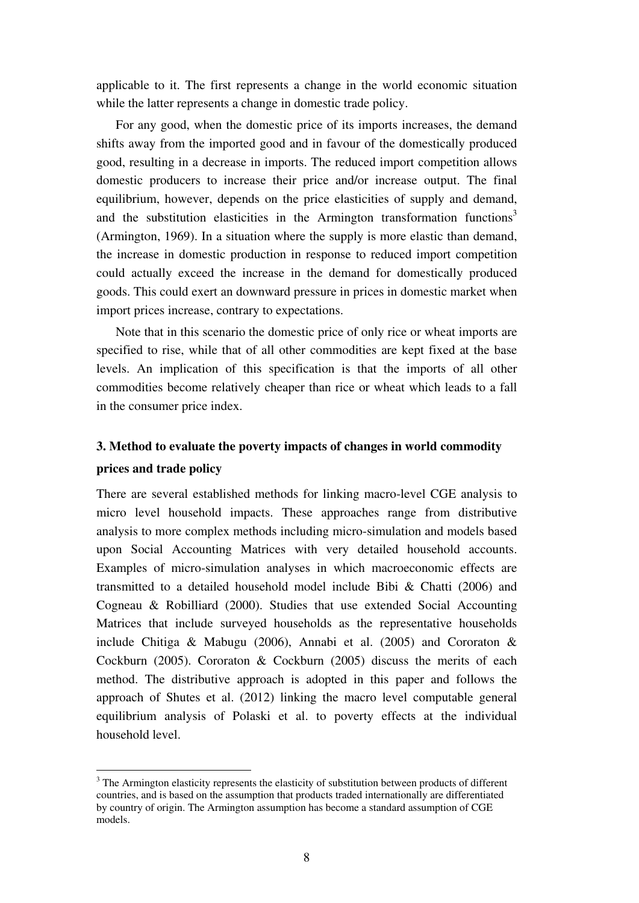applicable to it. The first represents a change in the world economic situation while the latter represents a change in domestic trade policy.

For any good, when the domestic price of its imports increases, the demand shifts away from the imported good and in favour of the domestically produced good, resulting in a decrease in imports. The reduced import competition allows domestic producers to increase their price and/or increase output. The final equilibrium, however, depends on the price elasticities of supply and demand, and the substitution elasticities in the Armington transformation functions[3] (Armington, 1969). In a situation where the supply is more elastic than demand, the increase in domestic production in response to reduced import competition could actually exceed the increase in the demand for domestically produced goods. This could exert an downward pressure in prices in domestic market when import prices increase, contrary to expectations.

Note that in this scenario the domestic price of only rice or wheat imports are specified to rise, while that of all other commodities are kept fixed at the base levels. An implication of this specification is that the imports of all other commodities become relatively cheaper than rice or wheat which leads to a fall in the consumer price index.

## 3. Method to evaluate the poverty impacts of changes in world commodity prices and trade policy

There are several established methods for linking macro-level CGE analysis to micro level household impacts. These approaches range from distributive analysis to more complex methods including micro-simulation and models based upon Social Accounting Matrices with very detailed household accounts. Examples of micro-simulation analyses in which macroeconomic effects are transmitted to a detailed household model include Bibi & Chatti (2006) and Cogneau & Robilliard (2000). Studies that use extended Social Accounting Matrices that include surveyed households as the representative households include Chitiga & Mabugu (2006), Annabi et al. (2005) and Cororaton & Cockburn (2005). Cororaton & Cockburn (2005) discuss the merits of each method. The distributive approach is adopted in this paper and follows the approach of Shutes et al. (2012) linking the macro level computable general equilibrium analysis of Polaski et al. to poverty effects at the individual household level.

[3] The Armington elasticity represents the elasticity of substitution between products of different countries, and is based on the assumption that products traded internationally are differentiated by country of origin. The Armington assumption has become a standard assumption of CGE models.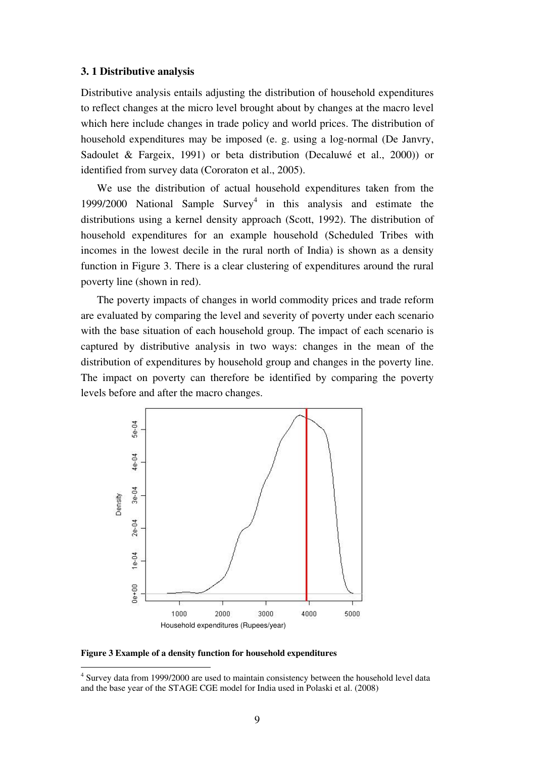### 3. 1 Distributive analysis

Distributive analysis entails adjusting the distribution of household expenditures to reflect changes at the micro level brought about by changes at the macro level which here include changes in trade policy and world prices. The distribution of household expenditures may be imposed (e. g. using a log-normal (De Janvry, Sadoulet & Fargeix, 1991) or beta distribution (Decaluwé et al., 2000)) or identified from survey data (Cororaton et al., 2005).

We use the distribution of actual household expenditures taken from the 1999/2000 National Sample Survey[4] in this analysis and estimate the distributions using a kernel density approach (Scott, 1992). The distribution of household expenditures for an example household (Scheduled Tribes with incomes in the lowest decile in the rural north of India) is shown as a density function in Figure 3. There is a clear clustering of expenditures around the rural poverty line (shown in red).

The poverty impacts of changes in world commodity prices and trade reform are evaluated by comparing the level and severity of poverty under each scenario with the base situation of each household group. The impact of each scenario is captured by distributive analysis in two ways: changes in the mean of the distribution of expenditures by household group and changes in the poverty line. The impact on poverty can therefore be identified by comparing the poverty levels before and after the macro changes.

**Figure 3 Example of a density function for household expenditures**

[4] Survey data from 1999/2000 are used to maintain consistency between the household level data and the base year of the STAGE CGE model for India used in Polaski et al. (2008)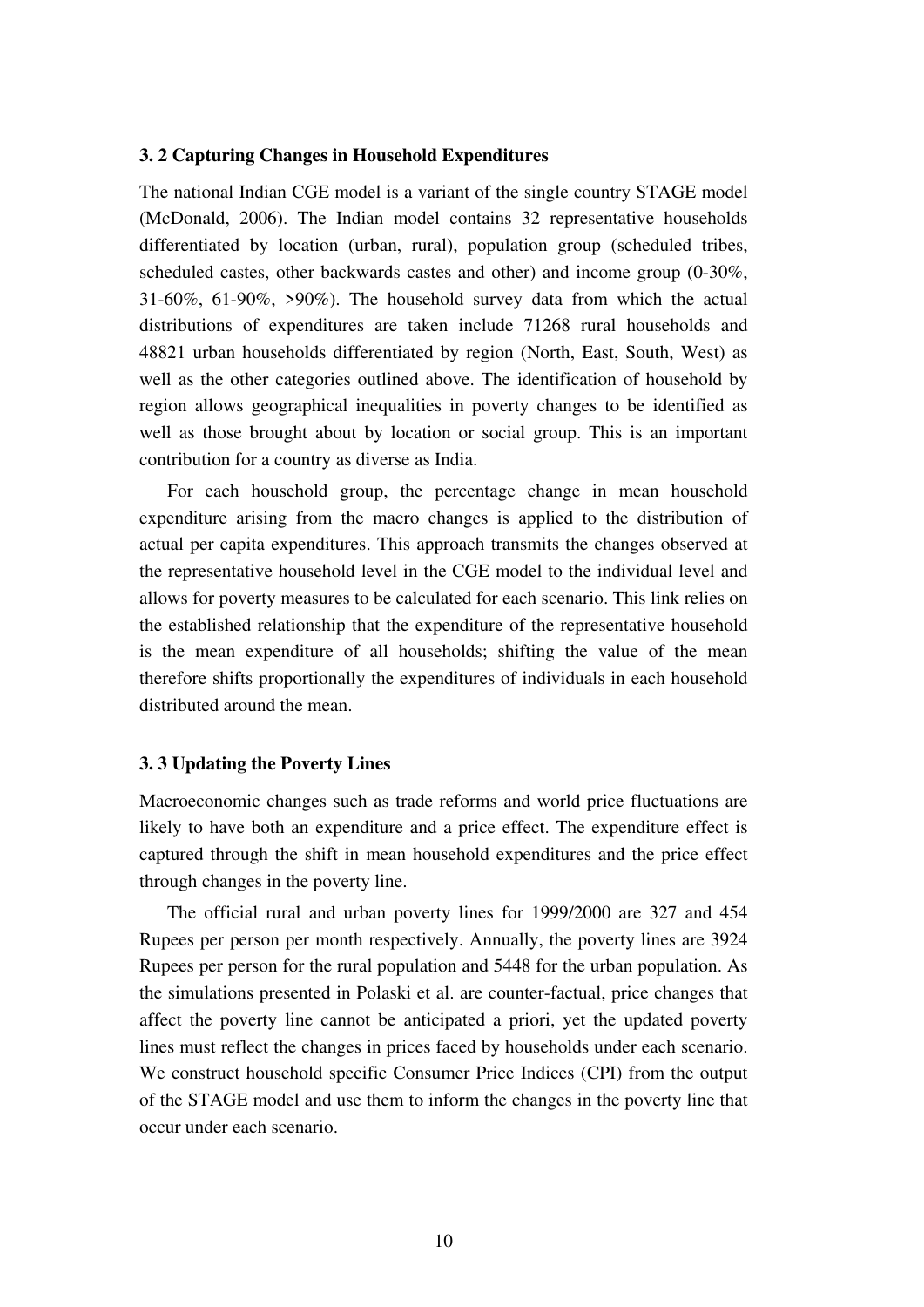### 3. 2 Capturing Changes in Household Expenditures

The national Indian CGE model is a variant of the single country STAGE model (McDonald, 2006). The Indian model contains 32 representative households differentiated by location (urban, rural), population group (scheduled tribes, scheduled castes, other backwards castes and other) and income group (0-30%, 31-60%, 61-90%, >90%). The household survey data from which the actual distributions of expenditures are taken include 71268 rural households and 48821 urban households differentiated by region (North, East, South, West) as well as the other categories outlined above. The identification of household by region allows geographical inequalities in poverty changes to be identified as well as those brought about by location or social group. This is an important contribution for a country as diverse as India.

For each household group, the percentage change in mean household expenditure arising from the macro changes is applied to the distribution of actual per capita expenditures. This approach transmits the changes observed at the representative household level in the CGE model to the individual level and allows for poverty measures to be calculated for each scenario. This link relies on the established relationship that the expenditure of the representative household is the mean expenditure of all households; shifting the value of the mean therefore shifts proportionally the expenditures of individuals in each household distributed around the mean.

### 3. 3 Updating the Poverty Lines

Macroeconomic changes such as trade reforms and world price fluctuations are likely to have both an expenditure and a price effect. The expenditure effect is captured through the shift in mean household expenditures and the price effect through changes in the poverty line.

The official rural and urban poverty lines for 1999/2000 are 327 and 454 Rupees per person per month respectively. Annually, the poverty lines are 3924 Rupees per person for the rural population and 5448 for the urban population. As the simulations presented in Polaski et al. are counter-factual, price changes that affect the poverty line cannot be anticipated a priori, yet the updated poverty lines must reflect the changes in prices faced by households under each scenario. We construct household specific Consumer Price Indices (CPI) from the output of the STAGE model and use them to inform the changes in the poverty line that occur under each scenario.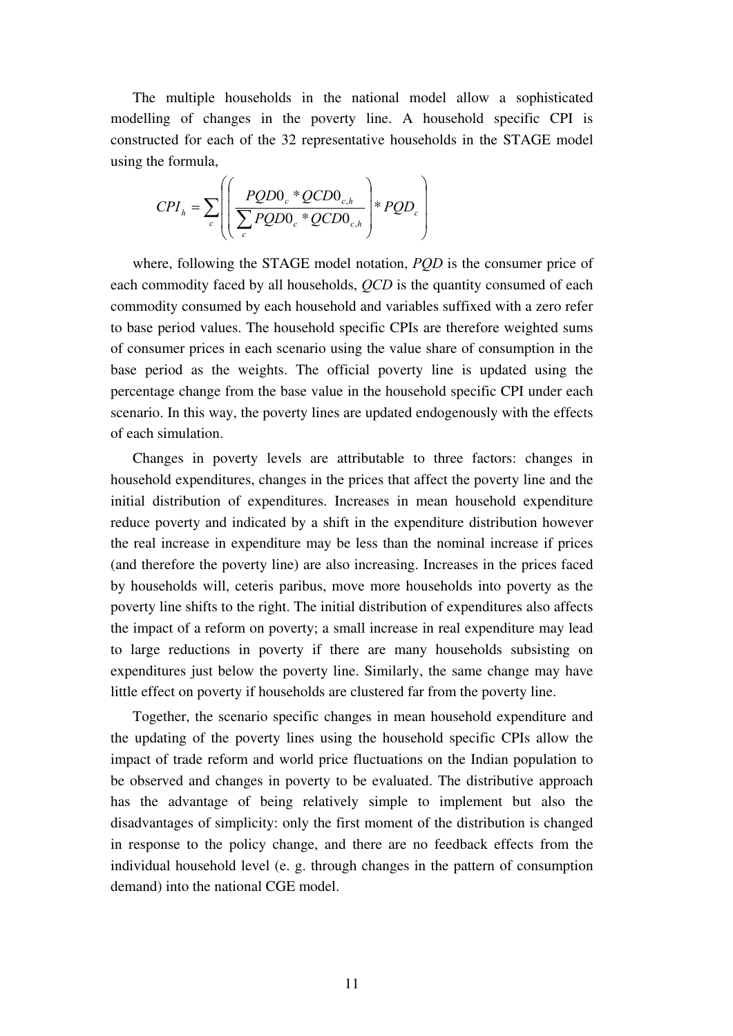The multiple households in the national model allow a sophisticated modelling of changes in the poverty line. A household specific CPI is constructed for each of the 32 representative households in the STAGE model using the formula,

$$CPI_h = \sum_c \left( \left( \frac{PQD0_c * QCD0_{c,h}}{\sum_c PQD0_c * QCD0_{c,h}} \right) * PQD_c \right)$$

where, following the STAGE model notation, *PQD* is the consumer price of each commodity faced by all households, *QCD* is the quantity consumed of each commodity consumed by each household and variables suffixed with a zero refer to base period values. The household specific CPIs are therefore weighted sums of consumer prices in each scenario using the value share of consumption in the base period as the weights. The official poverty line is updated using the percentage change from the base value in the household specific CPI under each scenario. In this way, the poverty lines are updated endogenously with the effects of each simulation.

Changes in poverty levels are attributable to three factors: changes in household expenditures, changes in the prices that affect the poverty line and the initial distribution of expenditures. Increases in mean household expenditure reduce poverty and indicated by a shift in the expenditure distribution however the real increase in expenditure may be less than the nominal increase if prices (and therefore the poverty line) are also increasing. Increases in the prices faced by households will, ceteris paribus, move more households into poverty as the poverty line shifts to the right. The initial distribution of expenditures also affects the impact of a reform on poverty; a small increase in real expenditure may lead to large reductions in poverty if there are many households subsisting on expenditures just below the poverty line. Similarly, the same change may have little effect on poverty if households are clustered far from the poverty line.

Together, the scenario specific changes in mean household expenditure and the updating of the poverty lines using the household specific CPIs allow the impact of trade reform and world price fluctuations on the Indian population to be observed and changes in poverty to be evaluated. The distributive approach has the advantage of being relatively simple to implement but also the disadvantages of simplicity: only the first moment of the distribution is changed in response to the policy change, and there are no feedback effects from the individual household level (e. g. through changes in the pattern of consumption demand) into the national CGE model.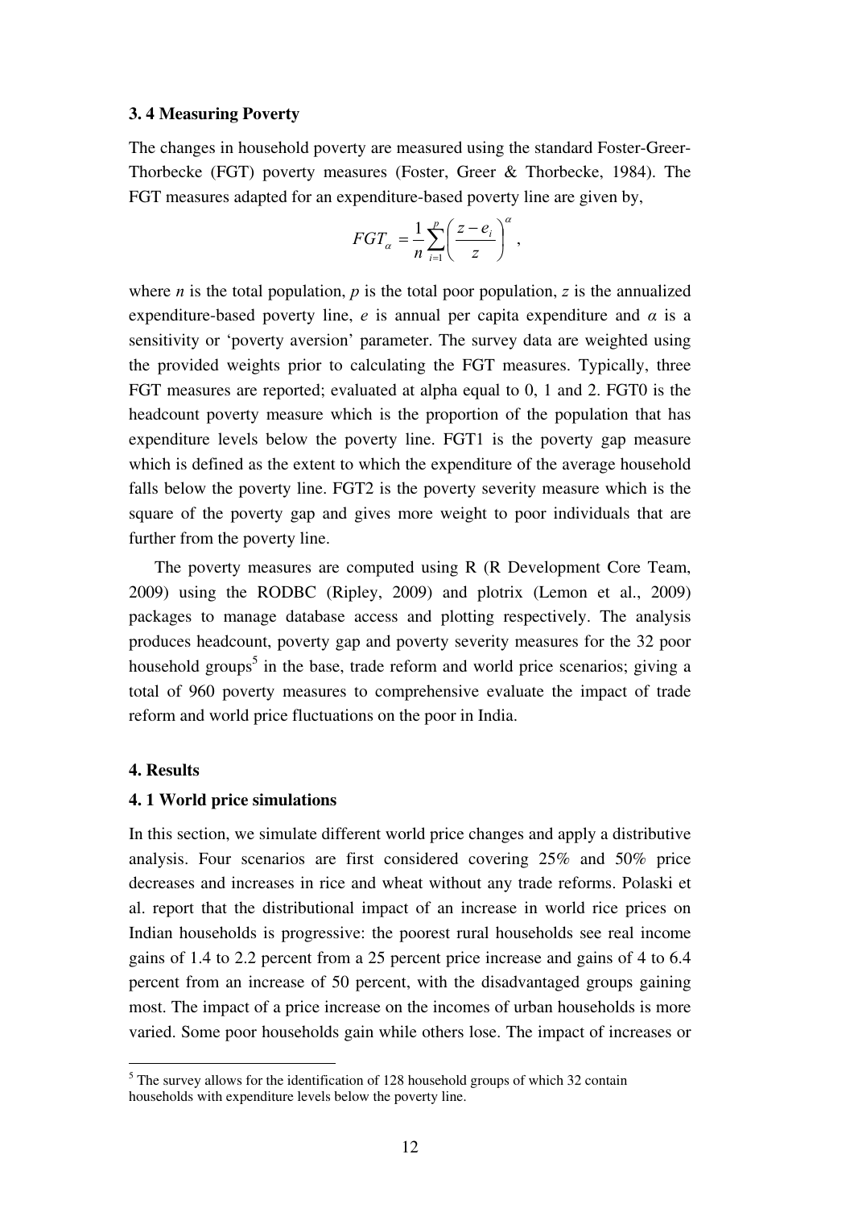### 3. 4 Measuring Poverty

The changes in household poverty are measured using the standard Foster-Greer-Thorbecke (FGT) poverty measures (Foster, Greer & Thorbecke, 1984). The FGT measures adapted for an expenditure-based poverty line are given by,

$$FGT_{\alpha} = \frac{1}{n}\sum_{i=1}^{p}\left(\frac{z-e_i}{z}\right)^{\alpha},$$

where $n$ is the total population, $p$ is the total poor population, $z$ is the annualized expenditure-based poverty line, $e$ is annual per capita expenditure and $\alpha$ is a sensitivity or 'poverty aversion' parameter. The survey data are weighted using the provided weights prior to calculating the FGT measures. Typically, three FGT measures are reported; evaluated at alpha equal to 0, 1 and 2. FGT0 is the headcount poverty measure which is the proportion of the population that has expenditure levels below the poverty line. FGT1 is the poverty gap measure which is defined as the extent to which the expenditure of the average household falls below the poverty line. FGT2 is the poverty severity measure which is the square of the poverty gap and gives more weight to poor individuals that are further from the poverty line.

The poverty measures are computed using R (R Development Core Team, 2009) using the RODBC (Ripley, 2009) and plotrix (Lemon et al., 2009) packages to manage database access and plotting respectively. The analysis produces headcount, poverty gap and poverty severity measures for the 32 poor household groups[5] in the base, trade reform and world price scenarios; giving a total of 960 poverty measures to comprehensive evaluate the impact of trade reform and world price fluctuations on the poor in India.

## 4. Results

### 4. 1 World price simulations

In this section, we simulate different world price changes and apply a distributive analysis. Four scenarios are first considered covering 25% and 50% price decreases and increases in rice and wheat without any trade reforms. Polaski et al. report that the distributional impact of an increase in world rice prices on Indian households is progressive: the poorest rural households see real income gains of 1.4 to 2.2 percent from a 25 percent price increase and gains of 4 to 6.4 percent from an increase of 50 percent, with the disadvantaged groups gaining most. The impact of a price increase on the incomes of urban households is more varied. Some poor households gain while others lose. The impact of increases or

[5] The survey allows for the identification of 128 household groups of which 32 contain households with expenditure levels below the poverty line.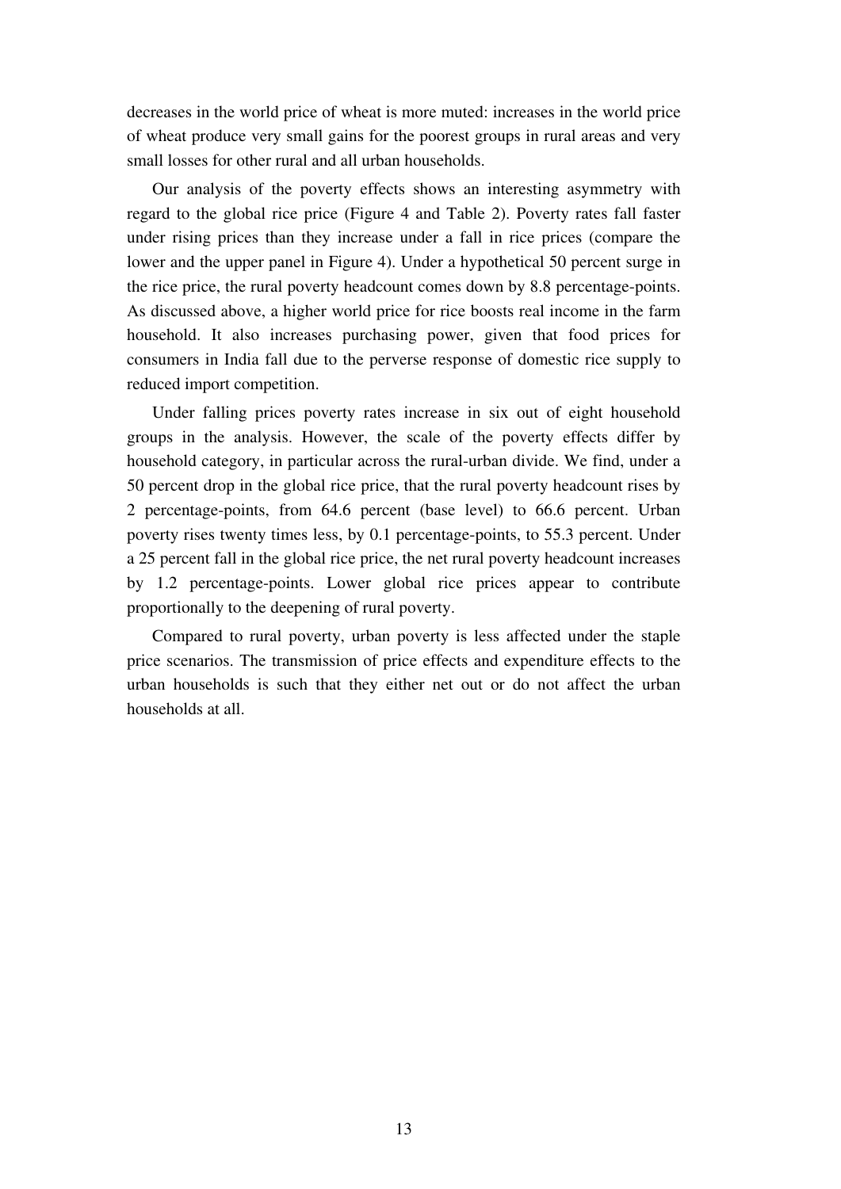decreases in the world price of wheat is more muted: increases in the world price of wheat produce very small gains for the poorest groups in rural areas and very small losses for other rural and all urban households.

Our analysis of the poverty effects shows an interesting asymmetry with regard to the global rice price (Figure 4 and Table 2). Poverty rates fall faster under rising prices than they increase under a fall in rice prices (compare the lower and the upper panel in Figure 4). Under a hypothetical 50 percent surge in the rice price, the rural poverty headcount comes down by 8.8 percentage-points. As discussed above, a higher world price for rice boosts real income in the farm household. It also increases purchasing power, given that food prices for consumers in India fall due to the perverse response of domestic rice supply to reduced import competition.

Under falling prices poverty rates increase in six out of eight household groups in the analysis. However, the scale of the poverty effects differ by household category, in particular across the rural-urban divide. We find, under a 50 percent drop in the global rice price, that the rural poverty headcount rises by 2 percentage-points, from 64.6 percent (base level) to 66.6 percent. Urban poverty rises twenty times less, by 0.1 percentage-points, to 55.3 percent. Under a 25 percent fall in the global rice price, the net rural poverty headcount increases by 1.2 percentage-points. Lower global rice prices appear to contribute proportionally to the deepening of rural poverty.

Compared to rural poverty, urban poverty is less affected under the staple price scenarios. The transmission of price effects and expenditure effects to the urban households is such that they either net out or do not affect the urban households at all.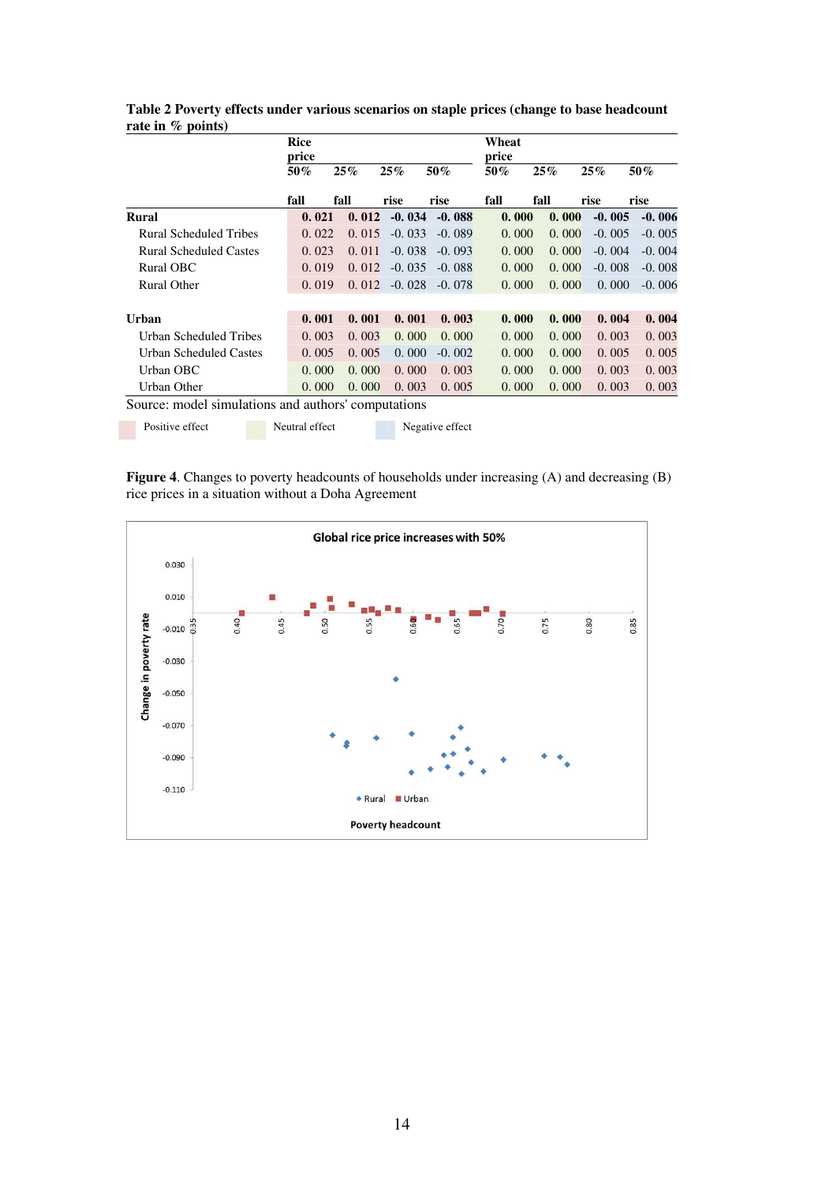**Table 2 Poverty effects under various scenarios on staple prices (change to base headcount rate in % points)**

| | Rice price | | | | Wheat price | | | |
|---|---|---|---|---|---|---|---|---|
| | 50% fall | 25% fall | 25% rise | 50% rise | 50% fall | 25% fall | 25% rise | 50% rise |
| **Rural** | **0.021** | **0.012** | **-0.034** | **-0.088** | **0.000** | **0.000** | **-0.005** | **-0.006** |
| Rural Scheduled Tribes | 0.022 | 0.015 | -0.033 | -0.089 | 0.000 | 0.000 | -0.005 | -0.005 |
| Rural Scheduled Castes | 0.023 | 0.011 | -0.038 | -0.093 | 0.000 | 0.000 | -0.004 | -0.004 |
| Rural OBC | 0.019 | 0.012 | -0.035 | -0.088 | 0.000 | 0.000 | -0.008 | -0.008 |
| Rural Other | 0.019 | 0.012 | -0.028 | -0.078 | 0.000 | 0.000 | 0.000 | -0.006 |
| **Urban** | **0.001** | **0.001** | **0.001** | **0.003** | **0.000** | **0.000** | **0.004** | **0.004** |
| Urban Scheduled Tribes | 0.003 | 0.003 | 0.000 | 0.000 | 0.000 | 0.000 | 0.003 | 0.003 |
| Urban Scheduled Castes | 0.005 | 0.005 | 0.000 | -0.002 | 0.000 | 0.000 | 0.005 | 0.005 |
| Urban OBC | 0.000 | 0.000 | 0.000 | 0.003 | 0.000 | 0.000 | 0.003 | 0.003 |
| Urban Other | 0.000 | 0.000 | 0.003 | 0.005 | 0.000 | 0.000 | 0.003 | 0.003 |

Source: model simulations and authors' computations

Positive effect    Neutral effect    Negative effect

**Figure 4**. Changes to poverty headcounts of households under increasing (A) and decreasing (B) rice prices in a situation without a Doha Agreement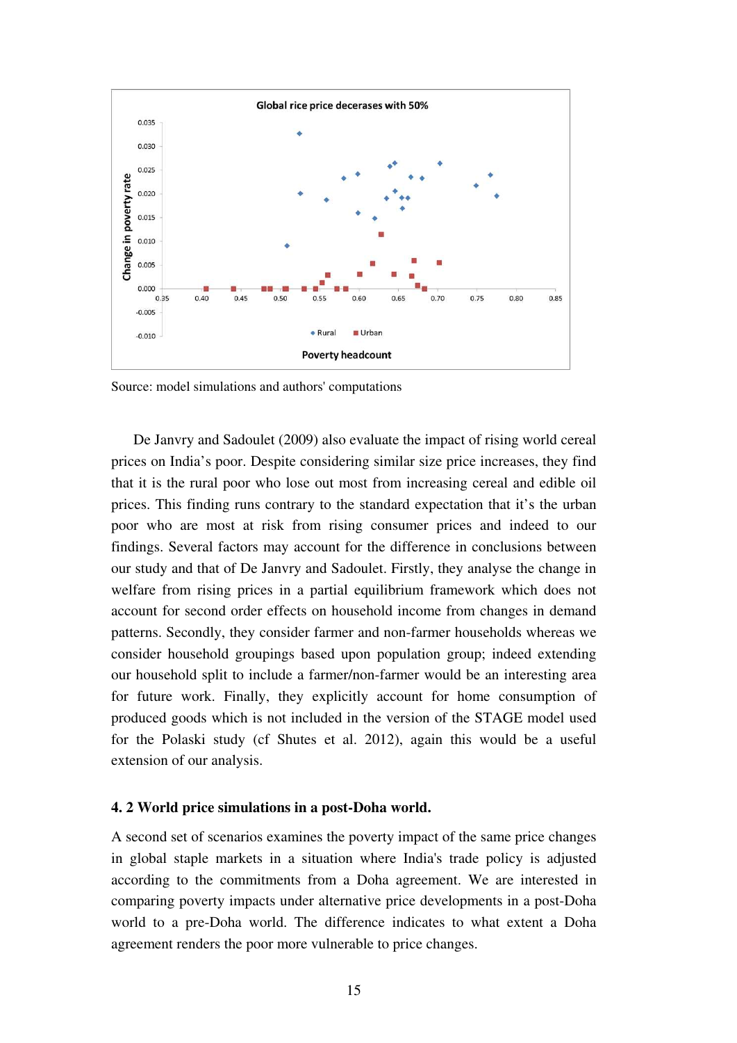**Global rice price decerases with 50%**

Source: model simulations and authors' computations

De Janvry and Sadoulet (2009) also evaluate the impact of rising world cereal prices on India's poor. Despite considering similar size price increases, they find that it is the rural poor who lose out most from increasing cereal and edible oil prices. This finding runs contrary to the standard expectation that it's the urban poor who are most at risk from rising consumer prices and indeed to our findings. Several factors may account for the difference in conclusions between our study and that of De Janvry and Sadoulet. Firstly, they analyse the change in welfare from rising prices in a partial equilibrium framework which does not account for second order effects on household income from changes in demand patterns. Secondly, they consider farmer and non-farmer households whereas we consider household groupings based upon population group; indeed extending our household split to include a farmer/non-farmer would be an interesting area for future work. Finally, they explicitly account for home consumption of produced goods which is not included in the version of the STAGE model used for the Polaski study (cf Shutes et al. 2012), again this would be a useful extension of our analysis.

#### 4. 2 World price simulations in a post-Doha world.

A second set of scenarios examines the poverty impact of the same price changes in global staple markets in a situation where India's trade policy is adjusted according to the commitments from a Doha agreement. We are interested in comparing poverty impacts under alternative price developments in a post-Doha world to a pre-Doha world. The difference indicates to what extent a Doha agreement renders the poor more vulnerable to price changes.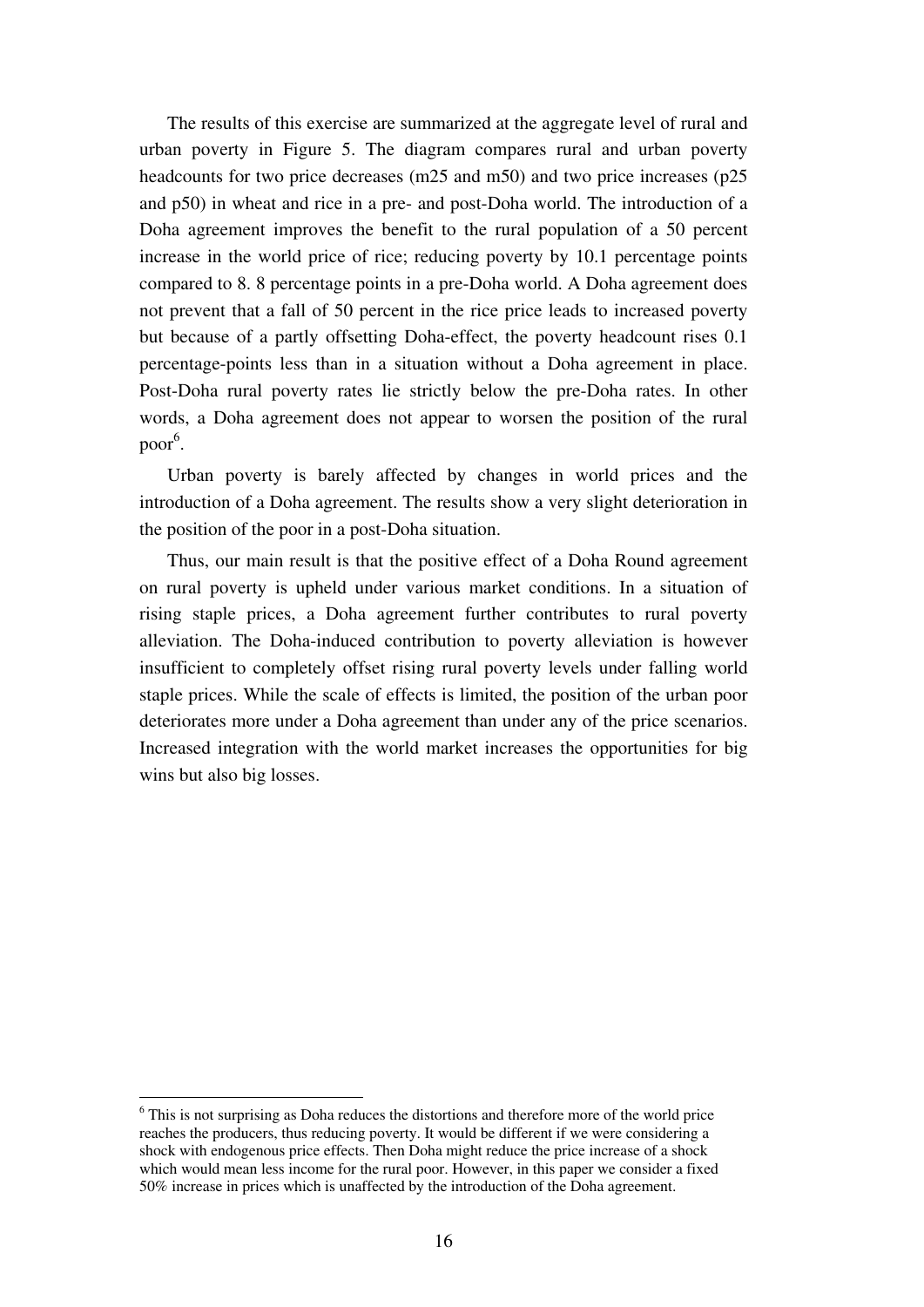The results of this exercise are summarized at the aggregate level of rural and urban poverty in Figure 5. The diagram compares rural and urban poverty headcounts for two price decreases (m25 and m50) and two price increases (p25 and p50) in wheat and rice in a pre- and post-Doha world. The introduction of a Doha agreement improves the benefit to the rural population of a 50 percent increase in the world price of rice; reducing poverty by 10.1 percentage points compared to 8. 8 percentage points in a pre-Doha world. A Doha agreement does not prevent that a fall of 50 percent in the rice price leads to increased poverty but because of a partly offsetting Doha-effect, the poverty headcount rises 0.1 percentage-points less than in a situation without a Doha agreement in place. Post-Doha rural poverty rates lie strictly below the pre-Doha rates. In other words, a Doha agreement does not appear to worsen the position of the rural poor[6].

Urban poverty is barely affected by changes in world prices and the introduction of a Doha agreement. The results show a very slight deterioration in the position of the poor in a post-Doha situation.

Thus, our main result is that the positive effect of a Doha Round agreement on rural poverty is upheld under various market conditions. In a situation of rising staple prices, a Doha agreement further contributes to rural poverty alleviation. The Doha-induced contribution to poverty alleviation is however insufficient to completely offset rising rural poverty levels under falling world staple prices. While the scale of effects is limited, the position of the urban poor deteriorates more under a Doha agreement than under any of the price scenarios. Increased integration with the world market increases the opportunities for big wins but also big losses.

---

[6] This is not surprising as Doha reduces the distortions and therefore more of the world price reaches the producers, thus reducing poverty. It would be different if we were considering a shock with endogenous price effects. Then Doha might reduce the price increase of a shock which would mean less income for the rural poor. However, in this paper we consider a fixed 50% increase in prices which is unaffected by the introduction of the Doha agreement.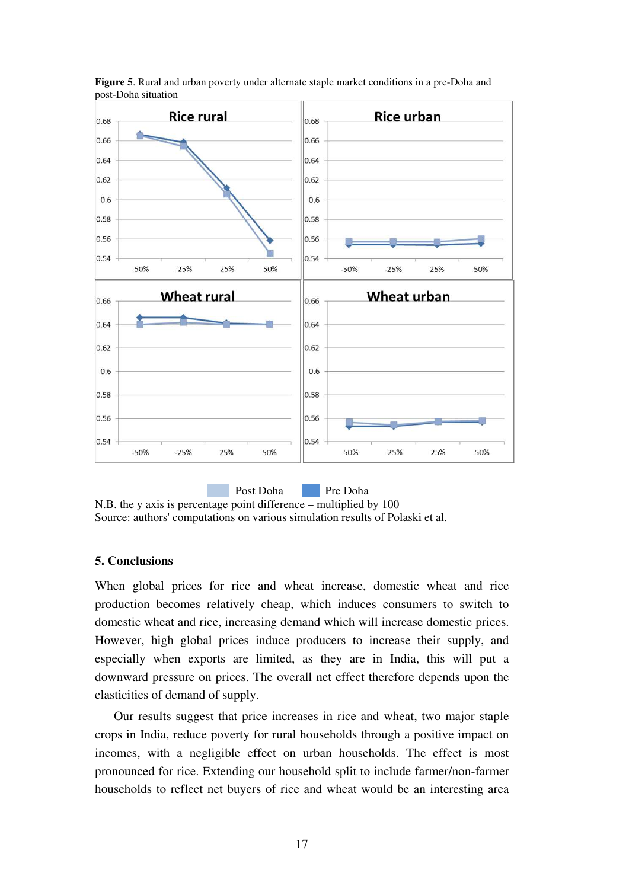**Figure 5**. Rural and urban poverty under alternate staple market conditions in a pre-Doha and post-Doha situation

Post Doha    Pre Doha

N.B. the y axis is percentage point difference – multiplied by 100
Source: authors' computations on various simulation results of Polaski et al.

## 5. Conclusions

When global prices for rice and wheat increase, domestic wheat and rice production becomes relatively cheap, which induces consumers to switch to domestic wheat and rice, increasing demand which will increase domestic prices. However, high global prices induce producers to increase their supply, and especially when exports are limited, as they are in India, this will put a downward pressure on prices. The overall net effect therefore depends upon the elasticities of demand of supply.

Our results suggest that price increases in rice and wheat, two major staple crops in India, reduce poverty for rural households through a positive impact on incomes, with a negligible effect on urban households. The effect is most pronounced for rice. Extending our household split to include farmer/non-farmer households to reflect net buyers of rice and wheat would be an interesting area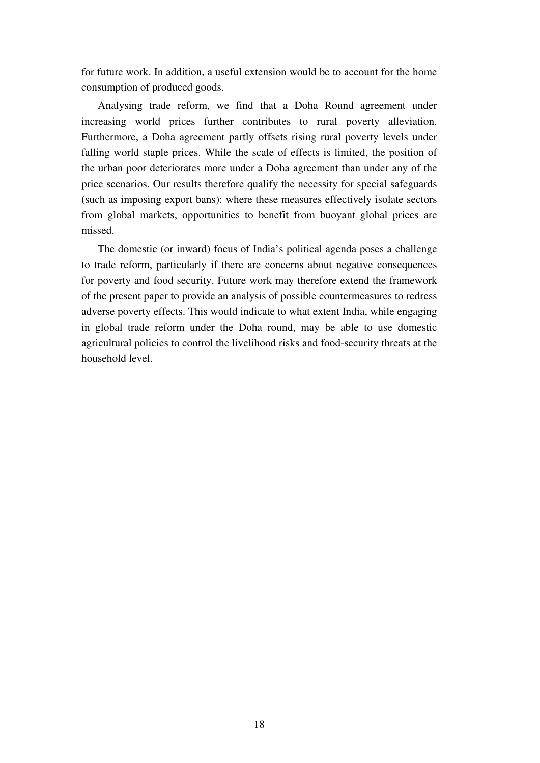for future work. In addition, a useful extension would be to account for the home consumption of produced goods.

Analysing trade reform, we find that a Doha Round agreement under increasing world prices further contributes to rural poverty alleviation. Furthermore, a Doha agreement partly offsets rising rural poverty levels under falling world staple prices. While the scale of effects is limited, the position of the urban poor deteriorates more under a Doha agreement than under any of the price scenarios. Our results therefore qualify the necessity for special safeguards (such as imposing export bans): where these measures effectively isolate sectors from global markets, opportunities to benefit from buoyant global prices are missed.

The domestic (or inward) focus of India's political agenda poses a challenge to trade reform, particularly if there are concerns about negative consequences for poverty and food security. Future work may therefore extend the framework of the present paper to provide an analysis of possible countermeasures to redress adverse poverty effects. This would indicate to what extent India, while engaging in global trade reform under the Doha round, may be able to use domestic agricultural policies to control the livelihood risks and food-security threats at the household level.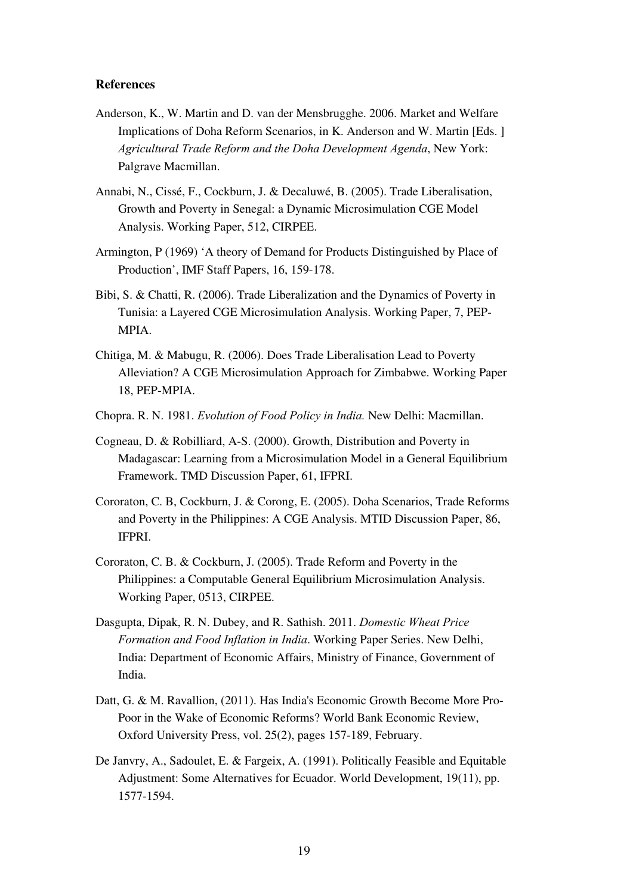**References**

Anderson, K., W. Martin and D. van der Mensbrugghe. 2006. Market and Welfare Implications of Doha Reform Scenarios, in K. Anderson and W. Martin [Eds. ] *Agricultural Trade Reform and the Doha Development Agenda*, New York: Palgrave Macmillan.

Annabi, N., Cissé, F., Cockburn, J. & Decaluwé, B. (2005). Trade Liberalisation, Growth and Poverty in Senegal: a Dynamic Microsimulation CGE Model Analysis. Working Paper, 512, CIRPEE.

Armington, P (1969) 'A theory of Demand for Products Distinguished by Place of Production', IMF Staff Papers, 16, 159-178.

Bibi, S. & Chatti, R. (2006). Trade Liberalization and the Dynamics of Poverty in Tunisia: a Layered CGE Microsimulation Analysis. Working Paper, 7, PEP-MPIA.

Chitiga, M. & Mabugu, R. (2006). Does Trade Liberalisation Lead to Poverty Alleviation? A CGE Microsimulation Approach for Zimbabwe. Working Paper 18, PEP-MPIA.

Chopra. R. N. 1981. *Evolution of Food Policy in India.* New Delhi: Macmillan.

Cogneau, D. & Robilliard, A-S. (2000). Growth, Distribution and Poverty in Madagascar: Learning from a Microsimulation Model in a General Equilibrium Framework. TMD Discussion Paper, 61, IFPRI.

Cororaton, C. B, Cockburn, J. & Corong, E. (2005). Doha Scenarios, Trade Reforms and Poverty in the Philippines: A CGE Analysis. MTID Discussion Paper, 86, IFPRI.

Cororaton, C. B. & Cockburn, J. (2005). Trade Reform and Poverty in the Philippines: a Computable General Equilibrium Microsimulation Analysis. Working Paper, 0513, CIRPEE.

Dasgupta, Dipak, R. N. Dubey, and R. Sathish. 2011. *Domestic Wheat Price Formation and Food Inflation in India*. Working Paper Series. New Delhi, India: Department of Economic Affairs, Ministry of Finance, Government of India.

Datt, G. & M. Ravallion, (2011). Has India's Economic Growth Become More Pro-Poor in the Wake of Economic Reforms? World Bank Economic Review, Oxford University Press, vol. 25(2), pages 157-189, February.

De Janvry, A., Sadoulet, E. & Fargeix, A. (1991). Politically Feasible and Equitable Adjustment: Some Alternatives for Ecuador. World Development, 19(11), pp. 1577-1594.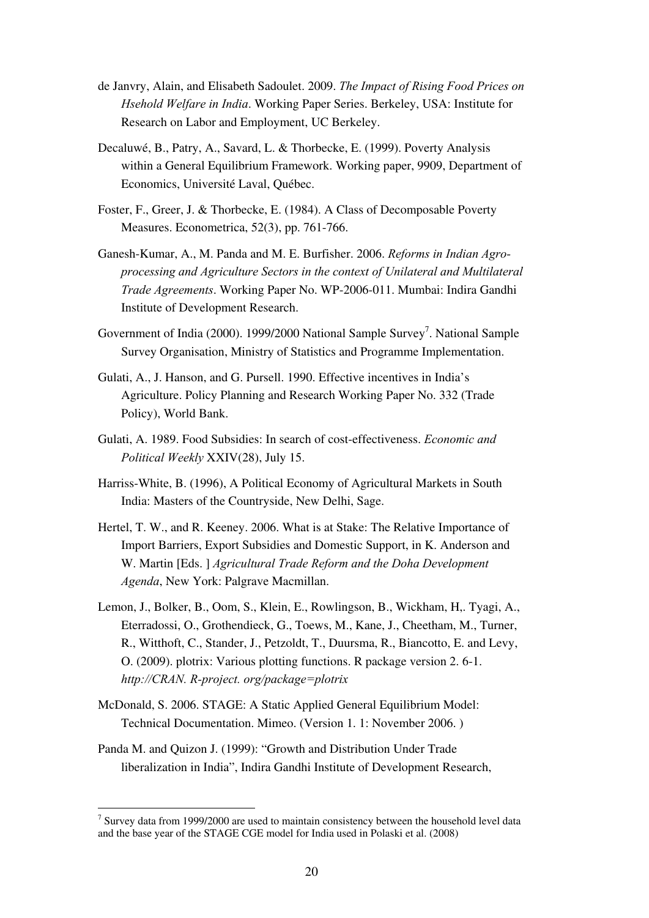de Janvry, Alain, and Elisabeth Sadoulet. 2009. *The Impact of Rising Food Prices on Hsehold Welfare in India*. Working Paper Series. Berkeley, USA: Institute for Research on Labor and Employment, UC Berkeley.

Decaluwé, B., Patry, A., Savard, L. & Thorbecke, E. (1999). Poverty Analysis within a General Equilibrium Framework. Working paper, 9909, Department of Economics, Université Laval, Québec.

Foster, F., Greer, J. & Thorbecke, E. (1984). A Class of Decomposable Poverty Measures. Econometrica, 52(3), pp. 761-766.

Ganesh-Kumar, A., M. Panda and M. E. Burfisher. 2006. *Reforms in Indian Agro-processing and Agriculture Sectors in the context of Unilateral and Multilateral Trade Agreements*. Working Paper No. WP-2006-011. Mumbai: Indira Gandhi Institute of Development Research.

Government of India (2000). 1999/2000 National Sample Survey[7]. National Sample Survey Organisation, Ministry of Statistics and Programme Implementation.

Gulati, A., J. Hanson, and G. Pursell. 1990. Effective incentives in India's Agriculture. Policy Planning and Research Working Paper No. 332 (Trade Policy), World Bank.

Gulati, A. 1989. Food Subsidies: In search of cost-effectiveness. *Economic and Political Weekly* XXIV(28), July 15.

Harriss-White, B. (1996), A Political Economy of Agricultural Markets in South India: Masters of the Countryside, New Delhi, Sage.

Hertel, T. W., and R. Keeney. 2006. What is at Stake: The Relative Importance of Import Barriers, Export Subsidies and Domestic Support, in K. Anderson and W. Martin [Eds. ] *Agricultural Trade Reform and the Doha Development Agenda*, New York: Palgrave Macmillan.

Lemon, J., Bolker, B., Oom, S., Klein, E., Rowlingson, B., Wickham, H,. Tyagi, A., Eterradossi, O., Grothendieck, G., Toews, M., Kane, J., Cheetham, M., Turner, R., Witthoft, C., Stander, J., Petzoldt, T., Duursma, R., Biancotto, E. and Levy, O. (2009). plotrix: Various plotting functions. R package version 2. 6-1. *http://CRAN. R-project. org/package=plotrix*

McDonald, S. 2006. STAGE: A Static Applied General Equilibrium Model: Technical Documentation. Mimeo. (Version 1. 1: November 2006. )

Panda M. and Quizon J. (1999): "Growth and Distribution Under Trade liberalization in India", Indira Gandhi Institute of Development Research,

[7] Survey data from 1999/2000 are used to maintain consistency between the household level data and the base year of the STAGE CGE model for India used in Polaski et al. (2008)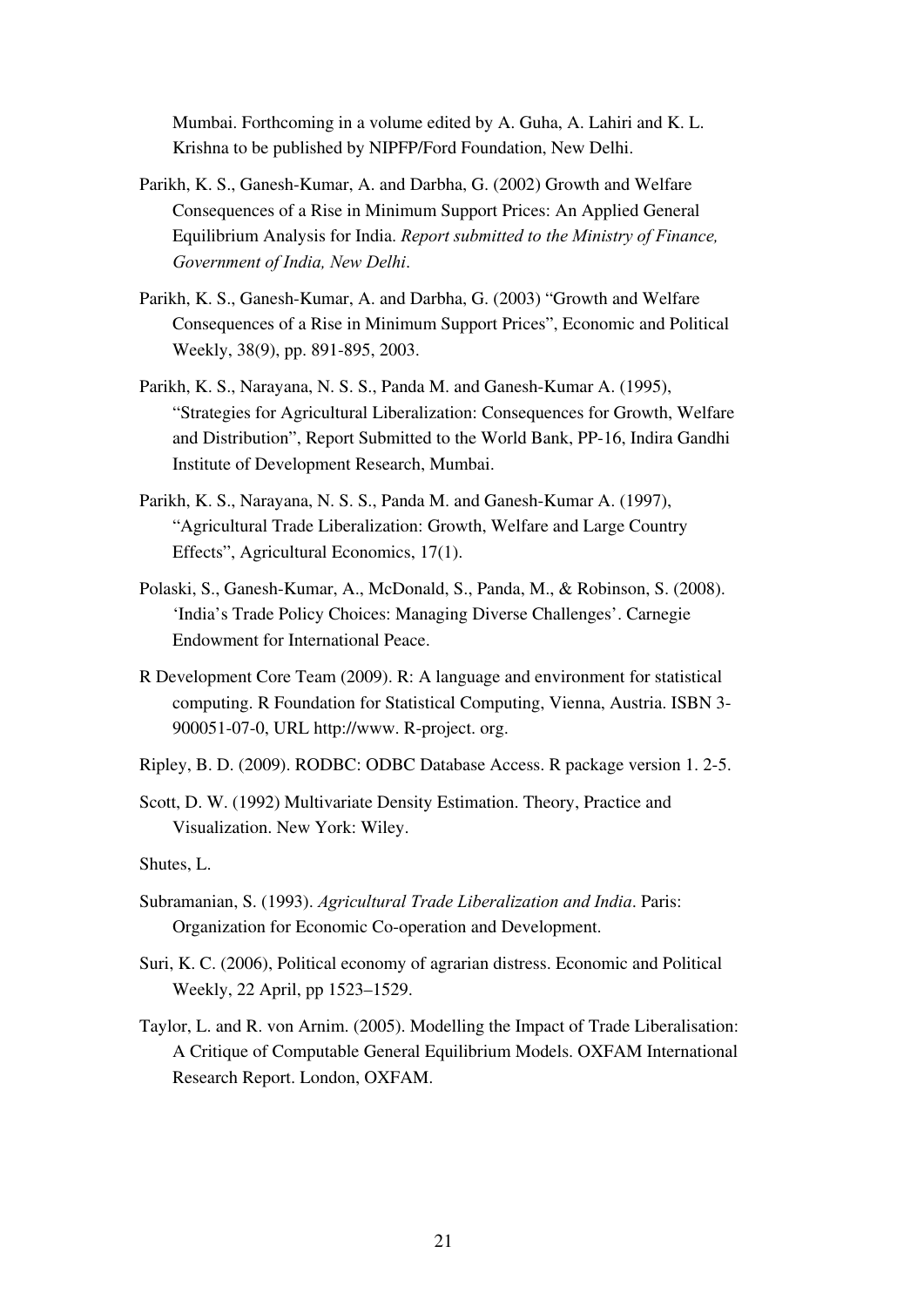Mumbai. Forthcoming in a volume edited by A. Guha, A. Lahiri and K. L. Krishna to be published by NIPFP/Ford Foundation, New Delhi.

Parikh, K. S., Ganesh-Kumar, A. and Darbha, G. (2002) Growth and Welfare Consequences of a Rise in Minimum Support Prices: An Applied General Equilibrium Analysis for India. *Report submitted to the Ministry of Finance, Government of India, New Delhi*.

Parikh, K. S., Ganesh-Kumar, A. and Darbha, G. (2003) "Growth and Welfare Consequences of a Rise in Minimum Support Prices", Economic and Political Weekly, 38(9), pp. 891-895, 2003.

Parikh, K. S., Narayana, N. S. S., Panda M. and Ganesh-Kumar A. (1995), "Strategies for Agricultural Liberalization: Consequences for Growth, Welfare and Distribution", Report Submitted to the World Bank, PP-16, Indira Gandhi Institute of Development Research, Mumbai.

Parikh, K. S., Narayana, N. S. S., Panda M. and Ganesh-Kumar A. (1997), "Agricultural Trade Liberalization: Growth, Welfare and Large Country Effects", Agricultural Economics, 17(1).

Polaski, S., Ganesh-Kumar, A., McDonald, S., Panda, M., & Robinson, S. (2008). 'India's Trade Policy Choices: Managing Diverse Challenges'. Carnegie Endowment for International Peace.

R Development Core Team (2009). R: A language and environment for statistical computing. R Foundation for Statistical Computing, Vienna, Austria. ISBN 3-900051-07-0, URL http://www. R-project. org.

Ripley, B. D. (2009). RODBC: ODBC Database Access. R package version 1. 2-5.

Scott, D. W. (1992) Multivariate Density Estimation. Theory, Practice and Visualization. New York: Wiley.

Shutes, L.

Subramanian, S. (1993). *Agricultural Trade Liberalization and India*. Paris: Organization for Economic Co-operation and Development.

Suri, K. C. (2006), Political economy of agrarian distress. Economic and Political Weekly, 22 April, pp 1523–1529.

Taylor, L. and R. von Arnim. (2005). Modelling the Impact of Trade Liberalisation: A Critique of Computable General Equilibrium Models. OXFAM International Research Report. London, OXFAM.